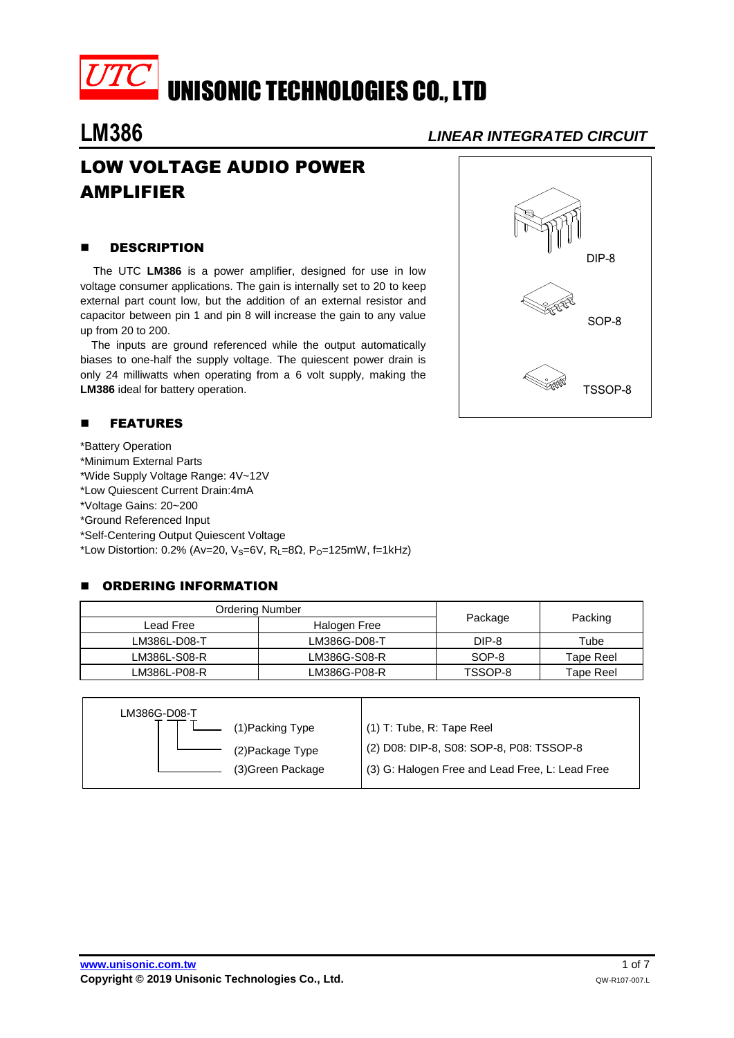# UTC UNISONIC TECHNOLOGIES CO., LTD

## LM386

*LINEAR INTEGRATED CIRCUIT*

# LOW VOLTAGE AUDIO POWER AMPLIFIER

DIP-8

SOP-8

TSSOP-8

## DESCRIPTION

The UTC **LM386** is a power amplifier, designed for use in low voltage consumer applications. The gain is internally set to 20 to keep external part count low, but the addition of an external resistor and capacitor between pin 1 and pin 8 will increase the gain to any value up from 20 to 200.

The inputs are ground referenced while the output automatically biases to one-half the supply voltage. The quiescent power drain is only 24 milliwatts when operating from a 6 volt supply, making the **LM386** ideal for battery operation.

## FEATURES

*Battery Operation
*Minimum External Parts
*Wide Supply Voltage Range: 4V~12V
*Low Quiescent Current Drain:4mA
*Voltage Gains: 20~200
*Ground Referenced Input
*Self-Centering Output Quiescent Voltage
*Low Distortion: 0.2% (Av=20, $V_S$=6V, $R_L$=8Ω, $P_O$=125mW, f=1kHz)

## ORDERING INFORMATION

| Ordering Number | | Package | Packing |
|---|---|---|---|
| Lead Free | Halogen Free | | |
| LM386L-D08-T | LM386G-D08-T | DIP-8 | Tube |
| LM386L-S08-R | LM386G-S08-R | SOP-8 | Tape Reel |
| LM386L-P08-R | LM386G-P08-R | TSSOP-8 | Tape Reel |

| LM386G-D08-T | |
|---|---|
| (1)Packing Type | (1) T: Tube, R: Tape Reel |
| (2)Package Type | (2) D08: DIP-8, S08: SOP-8, P08: TSSOP-8 |
| (3)Green Package | (3) G: Halogen Free and Lead Free, L: Lead Free |

www.unisonic.com.tw

**Copyright © 2019 Unisonic Technologies Co., Ltd.**

QW-R107-007.L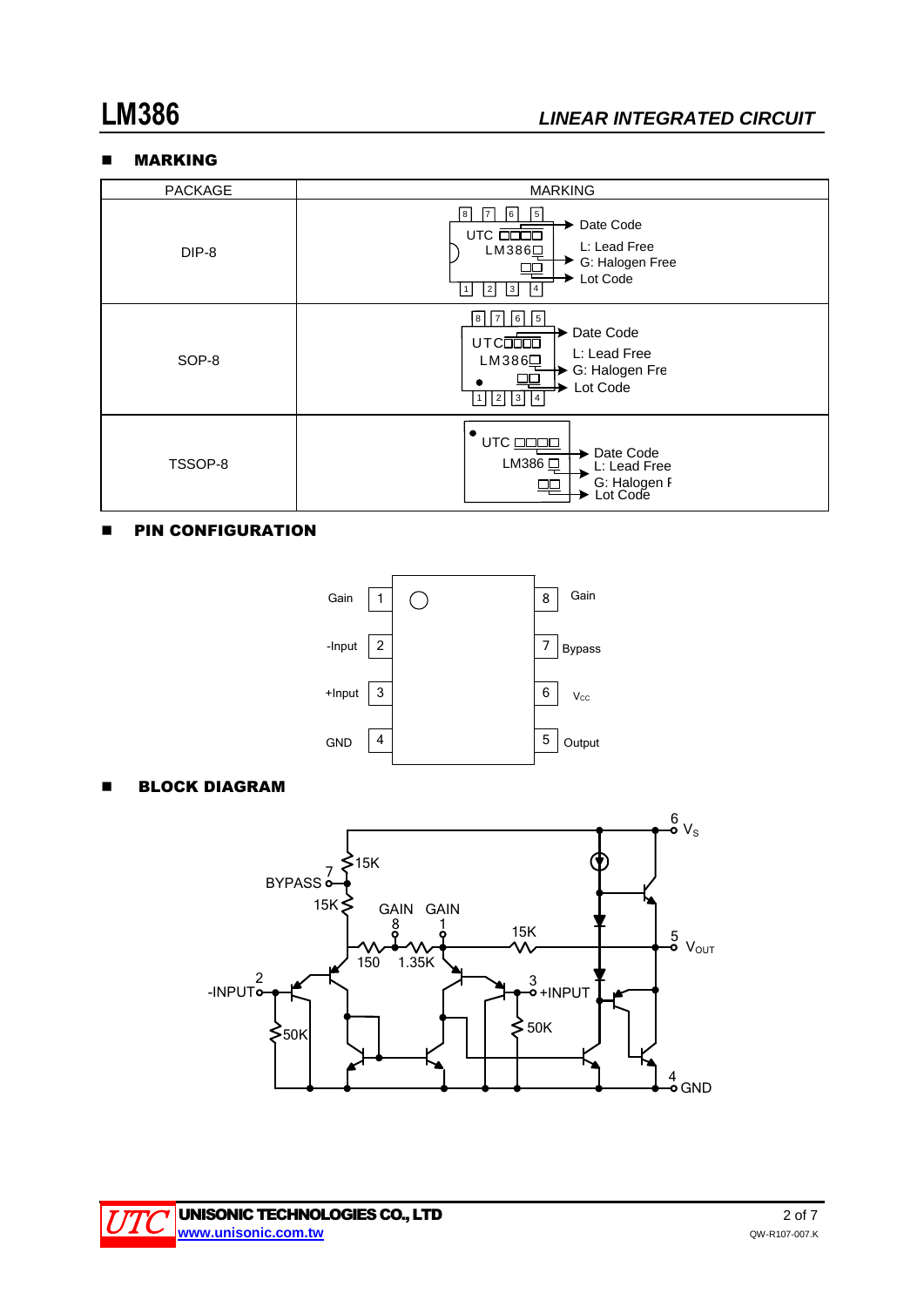## ■ MARKING

| PACKAGE | MARKING |
|---|---|
| DIP-8 | UTC □□□□ / LM386□ / □□ — Date Code; L: Lead Free, G: Halogen Free; Lot Code |
| SOP-8 | UTC□□□□ / LM386□ / □□ — Date Code; L: Lead Free, G: Halogen Free; Lot Code |
| TSSOP-8 | UTC □□□□ / LM386 □ / □□ — Date Code; L: Lead Free, G: Halogen Free; Lot Code |

## ■ PIN CONFIGURATION

| Pin | Function | Pin | Function |
|---|---|---|---|
| 1 | Gain | 8 | Gain |
| 2 | -Input | 7 | Bypass |
| 3 | +Input | 6 | $V_{CC}$ |
| 4 | GND | 5 | Output |

## ■ BLOCK DIAGRAM

6 $V_S$, 7 BYPASS, 15K, 15K, GAIN 8, GAIN 1, 15K, 5 $V_{OUT}$, 150, 1.35K, 2 -INPUT, 3 +INPUT, 50K, 50K, 4 GND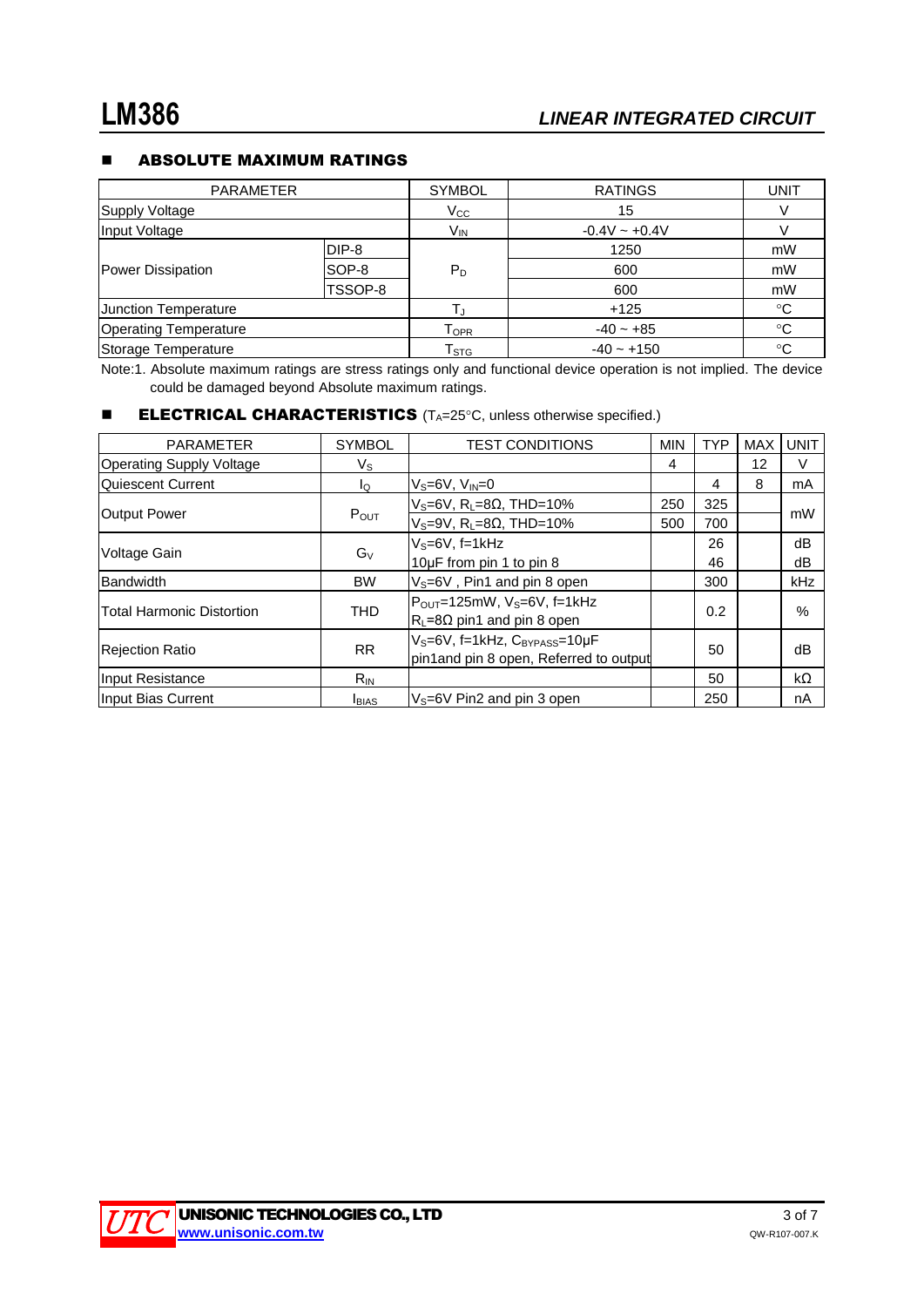## ABSOLUTE MAXIMUM RATINGS

| PARAMETER | | SYMBOL | RATINGS | UNIT |
|---|---|---|---|---|
| Supply Voltage | | $V_{CC}$ | 15 | V |
| Input Voltage | | $V_{IN}$ | -0.4V ~ +0.4V | V |
| Power Dissipation | DIP-8 | $P_D$ | 1250 | mW |
| | SOP-8 | | 600 | mW |
| | TSSOP-8 | | 600 | mW |
| Junction Temperature | | $T_J$ | +125 | °C |
| Operating Temperature | | $T_{OPR}$ | -40 ~ +85 | °C |
| Storage Temperature | | $T_{STG}$ | -40 ~ +150 | °C |

Note:1. Absolute maximum ratings are stress ratings only and functional device operation is not implied. The device could be damaged beyond Absolute maximum ratings.

## ELECTRICAL CHARACTERISTICS ($T_A$=25°C, unless otherwise specified.)

| PARAMETER | SYMBOL | TEST CONDITIONS | MIN | TYP | MAX | UNIT |
|---|---|---|---|---|---|---|
| Operating Supply Voltage | $V_S$ | | 4 | | 12 | V |
| Quiescent Current | $I_Q$ | $V_S$=6V, $V_{IN}$=0 | | 4 | 8 | mA |
| Output Power | $P_{OUT}$ | $V_S$=6V, $R_L$=8Ω, THD=10% | 250 | 325 | | mW |
| | | $V_S$=9V, $R_L$=8Ω, THD=10% | 500 | 700 | | mW |
| Voltage Gain | $G_V$ | $V_S$=6V, f=1kHz | | 26 | | dB |
| | | 10μF from pin 1 to pin 8 | | 46 | | dB |
| Bandwidth | BW | $V_S$=6V , Pin1 and pin 8 open | | 300 | | kHz |
| Total Harmonic Distortion | THD | $P_{OUT}$=125mW, $V_S$=6V, f=1kHz $R_L$=8Ω pin1 and pin 8 open | | 0.2 | | % |
| Rejection Ratio | RR | $V_S$=6V, f=1kHz, $C_{BYPASS}$=10μF pin1and pin 8 open, Referred to output | | 50 | | dB |
| Input Resistance | $R_{IN}$ | | | 50 | | kΩ |
| Input Bias Current | $I_{BIAS}$ | $V_S$=6V Pin2 and pin 3 open | | 250 | | nA |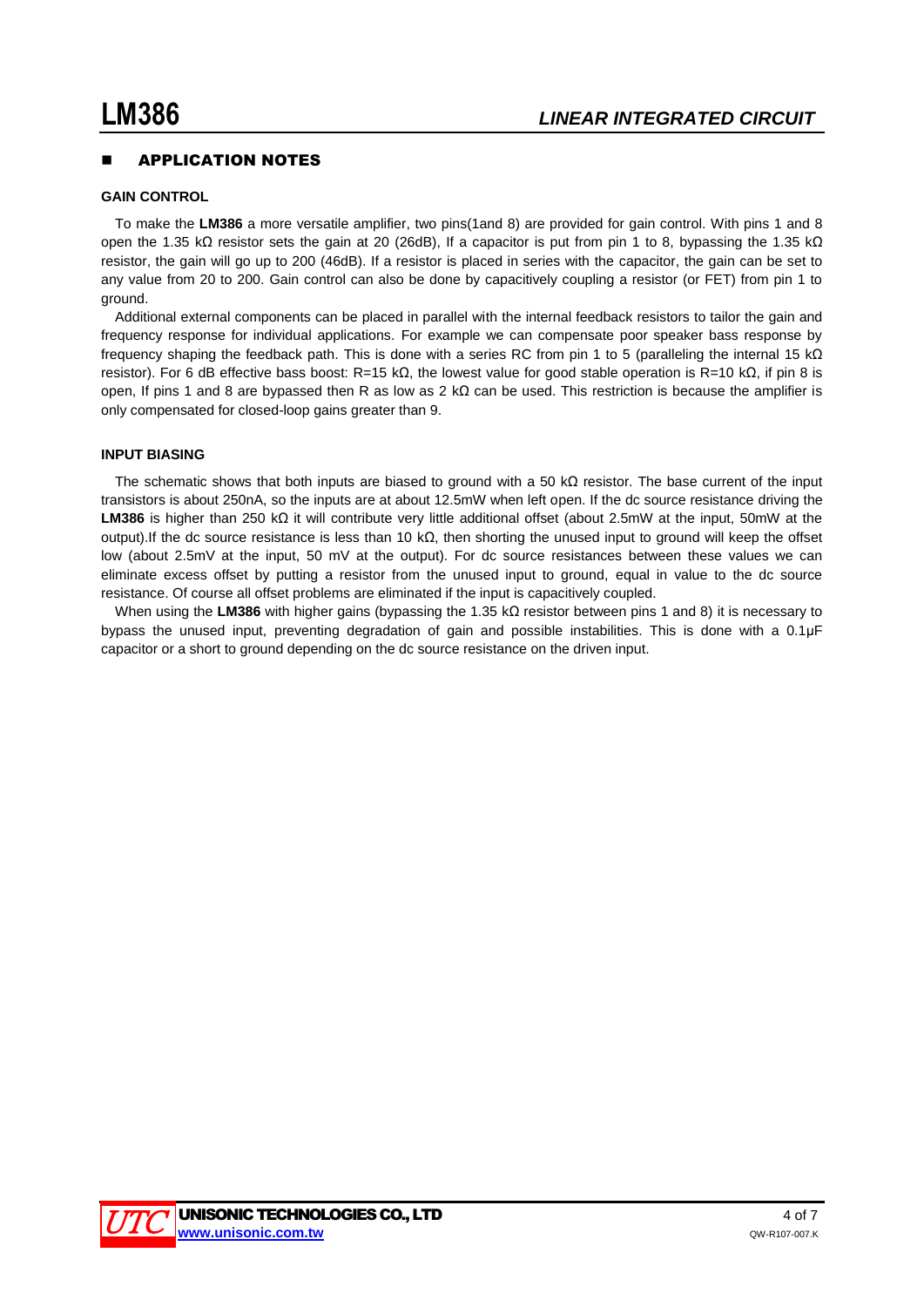## APPLICATION NOTES

### GAIN CONTROL

To make the **LM386** a more versatile amplifier, two pins(1and 8) are provided for gain control. With pins 1 and 8 open the 1.35 kΩ resistor sets the gain at 20 (26dB), If a capacitor is put from pin 1 to 8, bypassing the 1.35 kΩ resistor, the gain will go up to 200 (46dB). If a resistor is placed in series with the capacitor, the gain can be set to any value from 20 to 200. Gain control can also be done by capacitively coupling a resistor (or FET) from pin 1 to ground.

Additional external components can be placed in parallel with the internal feedback resistors to tailor the gain and frequency response for individual applications. For example we can compensate poor speaker bass response by frequency shaping the feedback path. This is done with a series RC from pin 1 to 5 (paralleling the internal 15 kΩ resistor). For 6 dB effective bass boost: R=15 kΩ, the lowest value for good stable operation is R=10 kΩ, if pin 8 is open, If pins 1 and 8 are bypassed then R as low as 2 kΩ can be used. This restriction is because the amplifier is only compensated for closed-loop gains greater than 9.

### INPUT BIASING

The schematic shows that both inputs are biased to ground with a 50 kΩ resistor. The base current of the input transistors is about 250nA, so the inputs are at about 12.5mW when left open. If the dc source resistance driving the **LM386** is higher than 250 kΩ it will contribute very little additional offset (about 2.5mW at the input, 50mW at the output).If the dc source resistance is less than 10 kΩ, then shorting the unused input to ground will keep the offset low (about 2.5mV at the input, 50 mV at the output). For dc source resistances between these values we can eliminate excess offset by putting a resistor from the unused input to ground, equal in value to the dc source resistance. Of course all offset problems are eliminated if the input is capacitively coupled.

When using the **LM386** with higher gains (bypassing the 1.35 kΩ resistor between pins 1 and 8) it is necessary to bypass the unused input, preventing degradation of gain and possible instabilities. This is done with a 0.1μF capacitor or a short to ground depending on the dc source resistance on the driven input.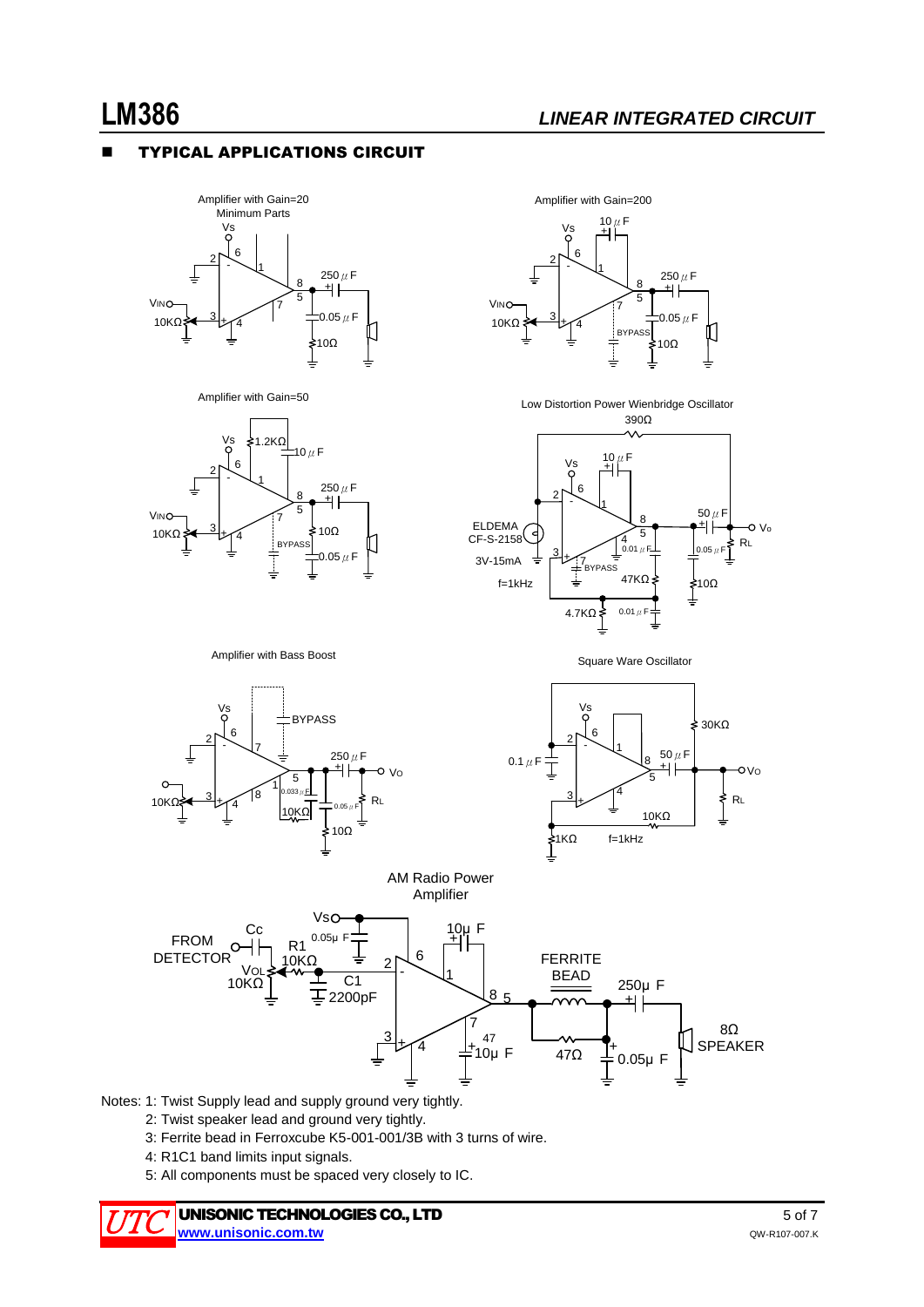## TYPICAL APPLICATIONS CIRCUIT

Amplifier with Gain=20 Minimum Parts

Amplifier with Gain=200

Amplifier with Gain=50

Low Distortion Power Wienbridge Oscillator

Amplifier with Bass Boost

Square Ware Oscillator

AM Radio Power Amplifier

Notes: 1: Twist Supply lead and supply ground very tightly.

2: Twist speaker lead and ground very tightly.

3: Ferrite bead in Ferroxcube K5-001-001/3B with 3 turns of wire.

4: R1C1 band limits input signals.

5: All components must be spaced very closely to IC.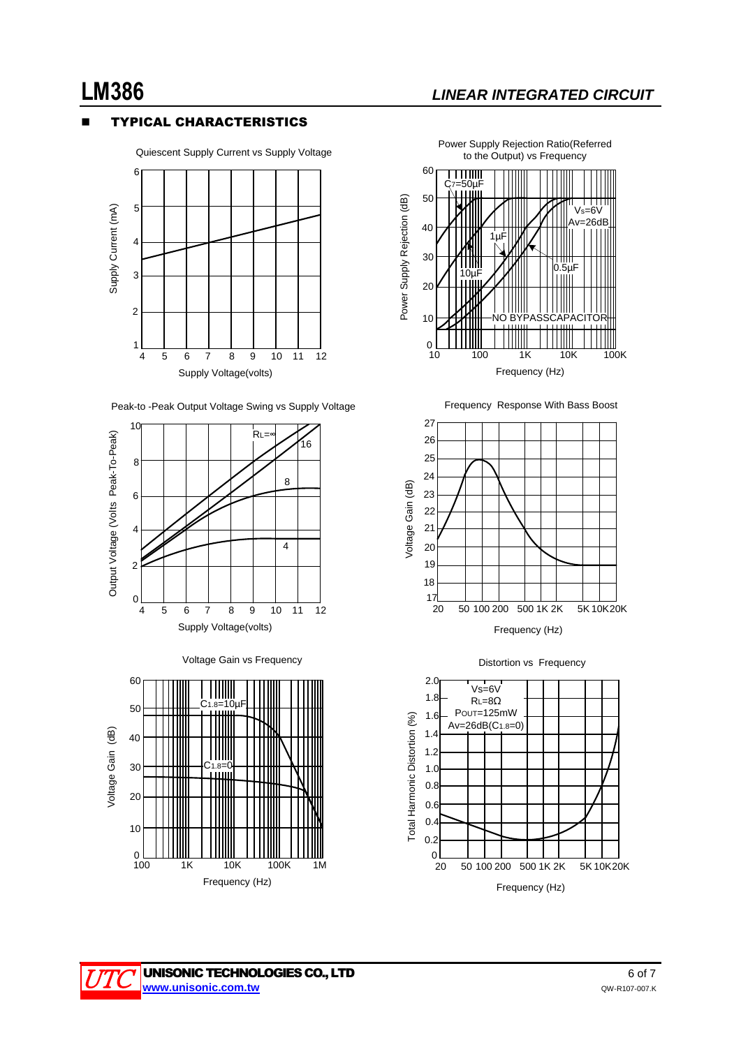## TYPICAL CHARACTERISTICS

Quiescent Supply Current vs Supply Voltage

Power Supply Rejection Ratio(Referred to the Output) vs Frequency

Peak-to -Peak Output Voltage Swing vs Supply Voltage

Frequency Response With Bass Boost

Voltage Gain vs Frequency

Distortion vs Frequency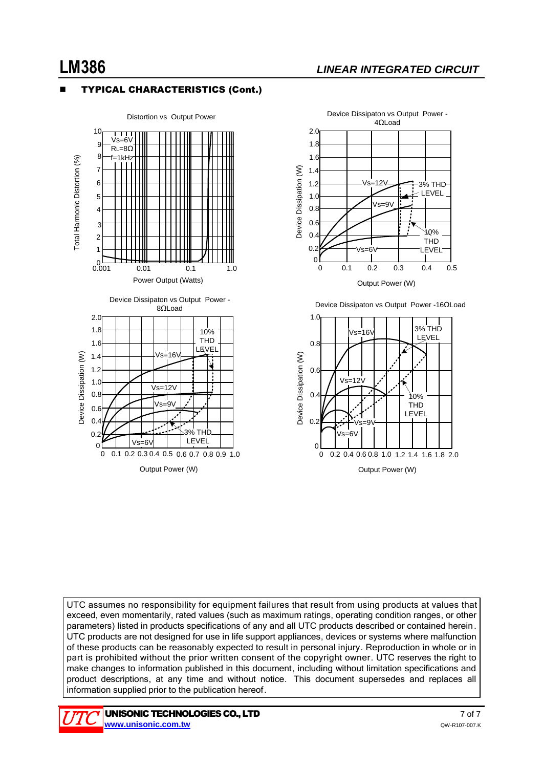## TYPICAL CHARACTERISTICS (Cont.)

Distortion vs Output Power

Vs=6V
RL=8Ω
f=1kHz

Total Harmonic Distortion (%)

10
9
8
7
6
5
4
3
2
1
0

0.001
0.01
0.1
1.0

Power Output (Watts)

Device Dissipaton vs Output Power - 4ΩLoad

Device Dissipation (W)

2.0
1.8
1.6
1.4
1.2
1.0
0.8
0.6
0.4
0.2
0

Vs=12V
Vs=9V
Vs=6V
3% THD LEVEL
10% THD LEVEL

0
0.1
0.2
0.3
0.4
0.5

Output Power (W)

Device Dissipaton vs Output Power - 8ΩLoad

Device Dissipation (W)

2.0
1.8
1.6
1.4
1.2
1.0
0.8
0.6
0.4
0.2
0

10% THD LEVEL
Vs=16V
Vs=12V
Vs=9V
3% THD LEVEL
Vs=6V

0 0.1 0.2 0.3 0.4 0.5 0.6 0.7 0.8 0.9 1.0

Output Power (W)

Device Dissipaton vs Output Power -16ΩLoad

Device Dissipation (W)

1.0
0.8
0.6
0.4
0.2
0

Vs=16V
3% THD LEVEL
Vs=12V
10% THD LEVEL
Vs=9V
Vs=6V

0 0.2 0.4 0.6 0.8 1.0 1.2 1.4 1.6 1.8 2.0

Output Power (W)

UTC assumes no responsibility for equipment failures that result from using products at values that exceed, even momentarily, rated values (such as maximum ratings, operating condition ranges, or other parameters) listed in products specifications of any and all UTC products described or contained herein. UTC products are not designed for use in life support appliances, devices or systems where malfunction of these products can be reasonably expected to result in personal injury. Reproduction in whole or in part is prohibited without the prior written consent of the copyright owner. UTC reserves the right to make changes to information published in this document, including without limitation specifications and product descriptions, at any time and without notice. This document supersedes and replaces all information supplied prior to the publication hereof.